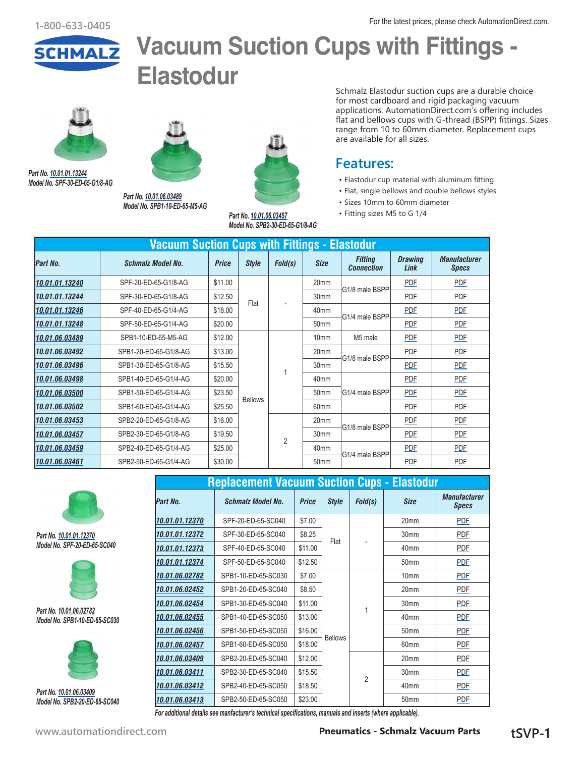# Vacuum Suction Cups with Fittings - Elastodur

Part No. 10.01.01.13244
Model No. SPF-30-ED-65-G1/8-AG

Part No. 10.01.06.03489
Model No. SPB1-10-ED-65-M5-AG

Part No. 10.01.06.03457
Model No. SPB2-30-ED-65-G1/8-AG

Schmalz Elastodur suction cups are a durable choice for most cardboard and rigid packaging vacuum applications. AutomationDirect.com's offering includes flat and bellows cups with G-thread (BSPP) fittings. Sizes range from 10 to 60mm diameter. Replacement cups are available for all sizes.

## Features:

- Elastodur cup material with aluminum fitting
- Flat, single bellows and double bellows styles
- Sizes 10mm to 60mm diameter
- Fitting sizes M5 to G 1/4

## Vacuum Suction Cups with Fittings - Elastodur

| Part No. | Schmalz Model No. | Price | Style | Fold(s) | Size | Fitting Connection | Drawing Link | Manufacturer Specs |
|---|---|---|---|---|---|---|---|---|
| 10.01.01.13240 | SPF-20-ED-65-G1/8-AG | $11.00 | Flat | - | 20mm | G1/8 male BSPP | PDF | PDF |
| 10.01.01.13244 | SPF-30-ED-65-G1/8-AG | $12.50 | | | 30mm | | PDF | PDF |
| 10.01.01.13246 | SPF-40-ED-65-G1/4-AG | $18.00 | | | 40mm | G1/4 male BSPP | PDF | PDF |
| 10.01.01.13248 | SPF-50-ED-65-G1/4-AG | $20.00 | | | 50mm | | PDF | PDF |
| 10.01.06.03489 | SPB1-10-ED-65-M5-AG | $12.00 | Bellows | 1 | 10mm | M5 male | PDF | PDF |
| 10.01.06.03492 | SPB1-20-ED-65-G1/8-AG | $13.00 | | | 20mm | G1/8 male BSPP | PDF | PDF |
| 10.01.06.03496 | SPB1-30-ED-65-G1/8-AG | $15.50 | | | 30mm | | PDF | PDF |
| 10.01.06.03498 | SPB1-40-ED-65-G1/4-AG | $20.00 | | | 40mm | G1/4 male BSPP | PDF | PDF |
| 10.01.06.03500 | SPB1-50-ED-65-G1/4-AG | $23.50 | | | 50mm | | PDF | PDF |
| 10.01.06.03502 | SPB1-60-ED-65-G1/4-AG | $25.50 | | | 60mm | | PDF | PDF |
| 10.01.06.03453 | SPB2-20-ED-65-G1/8-AG | $16.00 | | 2 | 20mm | G1/8 male BSPP | PDF | PDF |
| 10.01.06.03457 | SPB2-30-ED-65-G1/8-AG | $19.50 | | | 30mm | | PDF | PDF |
| 10.01.06.03459 | SPB2-40-ED-65-G1/4-AG | $25.00 | | | 40mm | G1/4 male BSPP | PDF | PDF |
| 10.01.06.03461 | SPB2-50-ED-65-G1/4-AG | $30.00 | | | 50mm | | PDF | PDF |

Part No. 10.01.01.12370
Model No. SPF-20-ED-65-SC040

Part No. 10.01.06.02782
Model No. SPB1-10-ED-65-SC030

Part No. 10.01.06.03409
Model No. SPB2-20-ED-65-SC040

## Replacement Vacuum Suction Cups - Elastodur

| Part No. | Schmalz Model No. | Price | Style | Fold(s) | Size | Manufacturer Specs |
|---|---|---|---|---|---|---|
| 10.01.01.12370 | SPF-20-ED-65-SC040 | $7.00 | Flat | - | 20mm | PDF |
| 10.01.01.12372 | SPF-30-ED-65-SC040 | $8.25 | | | 30mm | PDF |
| 10.01.01.12373 | SPF-40-ED-65-SC040 | $11.00 | | | 40mm | PDF |
| 10.01.01.12374 | SPF-50-ED-65-SC040 | $12.50 | | | 50mm | PDF |
| 10.01.06.02782 | SPB1-10-ED-65-SC030 | $7.00 | Bellows | 1 | 10mm | PDF |
| 10.01.06.02452 | SPB1-20-ED-65-SC040 | $8.50 | | | 20mm | PDF |
| 10.01.06.02454 | SPB1-30-ED-65-SC040 | $11.00 | | | 30mm | PDF |
| 10.01.06.02455 | SPB1-40-ED-65-SC050 | $13.00 | | | 40mm | PDF |
| 10.01.06.02456 | SPB1-50-ED-65-SC050 | $16.00 | | | 50mm | PDF |
| 10.01.06.02457 | SPB1-60-ED-65-SC050 | $18.00 | | | 60mm | PDF |
| 10.01.06.03409 | SPB2-20-ED-65-SC040 | $12.00 | | 2 | 20mm | PDF |
| 10.01.06.03411 | SPB2-30-ED-65-SC040 | $15.50 | | | 30mm | PDF |
| 10.01.06.03412 | SPB2-40-ED-65-SC050 | $18.50 | | | 40mm | PDF |
| 10.01.06.03413 | SPB2-50-ED-65-SC050 | $23.00 | | | 50mm | PDF |

*For additional details see manfacturer's technical specifications, manuals and inserts (where applicable).*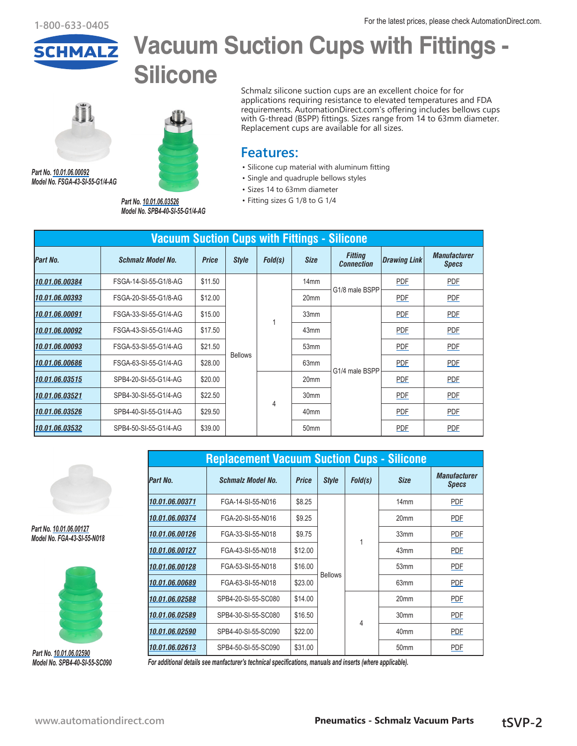For the latest prices, please check AutomationDirect.com.

# Vacuum Suction Cups with Fittings - Silicone

Part No. 10.01.06.00092
Model No. FSGA-43-SI-55-G1/4-AG

Part No. 10.01.06.03526
Model No. SPB4-40-SI-55-G1/4-AG

Schmalz silicone suction cups are an excellent choice for for applications requiring resistance to elevated temperatures and FDA requirements. AutomationDirect.com's offering includes bellows cups with G-thread (BSPP) fittings. Sizes range from 14 to 63mm diameter. Replacement cups are available for all sizes.

## Features:

- Silicone cup material with aluminum fitting
- Single and quadruple bellows styles
- Sizes 14 to 63mm diameter
- Fitting sizes G 1/8 to G 1/4

**Vacuum Suction Cups with Fittings - Silicone**

| Part No. | Schmalz Model No. | Price | Style | Fold(s) | Size | Fitting Connection | Drawing Link | Manufacturer Specs |
|---|---|---|---|---|---|---|---|---|
| 10.01.06.00384 | FSGA-14-SI-55-G1/8-AG | $11.50 | Bellows | 1 | 14mm | G1/8 male BSPP | PDF | PDF |
| 10.01.06.00393 | FSGA-20-SI-55-G1/8-AG | $12.00 | Bellows | 1 | 20mm | G1/8 male BSPP | PDF | PDF |
| 10.01.06.00091 | FSGA-33-SI-55-G1/4-AG | $15.00 | Bellows | 1 | 33mm | G1/4 male BSPP | PDF | PDF |
| 10.01.06.00092 | FSGA-43-SI-55-G1/4-AG | $17.50 | Bellows | 1 | 43mm | G1/4 male BSPP | PDF | PDF |
| 10.01.06.00093 | FSGA-53-SI-55-G1/4-AG | $21.50 | Bellows | 1 | 53mm | G1/4 male BSPP | PDF | PDF |
| 10.01.06.00686 | FSGA-63-SI-55-G1/4-AG | $28.00 | Bellows | 1 | 63mm | G1/4 male BSPP | PDF | PDF |
| 10.01.06.03515 | SPB4-20-SI-55-G1/4-AG | $20.00 | Bellows | 4 | 20mm | G1/4 male BSPP | PDF | PDF |
| 10.01.06.03521 | SPB4-30-SI-55-G1/4-AG | $22.50 | Bellows | 4 | 30mm | G1/4 male BSPP | PDF | PDF |
| 10.01.06.03526 | SPB4-40-SI-55-G1/4-AG | $29.50 | Bellows | 4 | 40mm | G1/4 male BSPP | PDF | PDF |
| 10.01.06.03532 | SPB4-50-SI-55-G1/4-AG | $39.00 | Bellows | 4 | 50mm | G1/4 male BSPP | PDF | PDF |

Part No. 10.01.06.00127
Model No. FGA-43-SI-55-N018

Part No. 10.01.06.02590
Model No. SPB4-40-SI-55-SC090

**Replacement Vacuum Suction Cups - Silicone**

| Part No. | Schmalz Model No. | Price | Style | Fold(s) | Size | Manufacturer Specs |
|---|---|---|---|---|---|---|
| 10.01.06.00371 | FGA-14-SI-55-N016 | $8.25 | Bellows | 1 | 14mm | PDF |
| 10.01.06.00374 | FGA-20-SI-55-N016 | $9.25 | Bellows | 1 | 20mm | PDF |
| 10.01.06.00126 | FGA-33-SI-55-N018 | $9.75 | Bellows | 1 | 33mm | PDF |
| 10.01.06.00127 | FGA-43-SI-55-N018 | $12.00 | Bellows | 1 | 43mm | PDF |
| 10.01.06.00128 | FGA-53-SI-55-N018 | $16.00 | Bellows | 1 | 53mm | PDF |
| 10.01.06.00689 | FGA-63-SI-55-N018 | $23.00 | Bellows | 1 | 63mm | PDF |
| 10.01.06.02588 | SPB4-20-SI-55-SC080 | $14.00 | Bellows | 4 | 20mm | PDF |
| 10.01.06.02589 | SPB4-30-SI-55-SC080 | $16.50 | Bellows | 4 | 30mm | PDF |
| 10.01.06.02590 | SPB4-40-SI-55-SC090 | $22.00 | Bellows | 4 | 40mm | PDF |
| 10.01.06.02613 | SPB4-50-SI-55-SC090 | $31.00 | Bellows | 4 | 50mm | PDF |

*For additional details see manfacturer's technical specifications, manuals and inserts (where applicable).*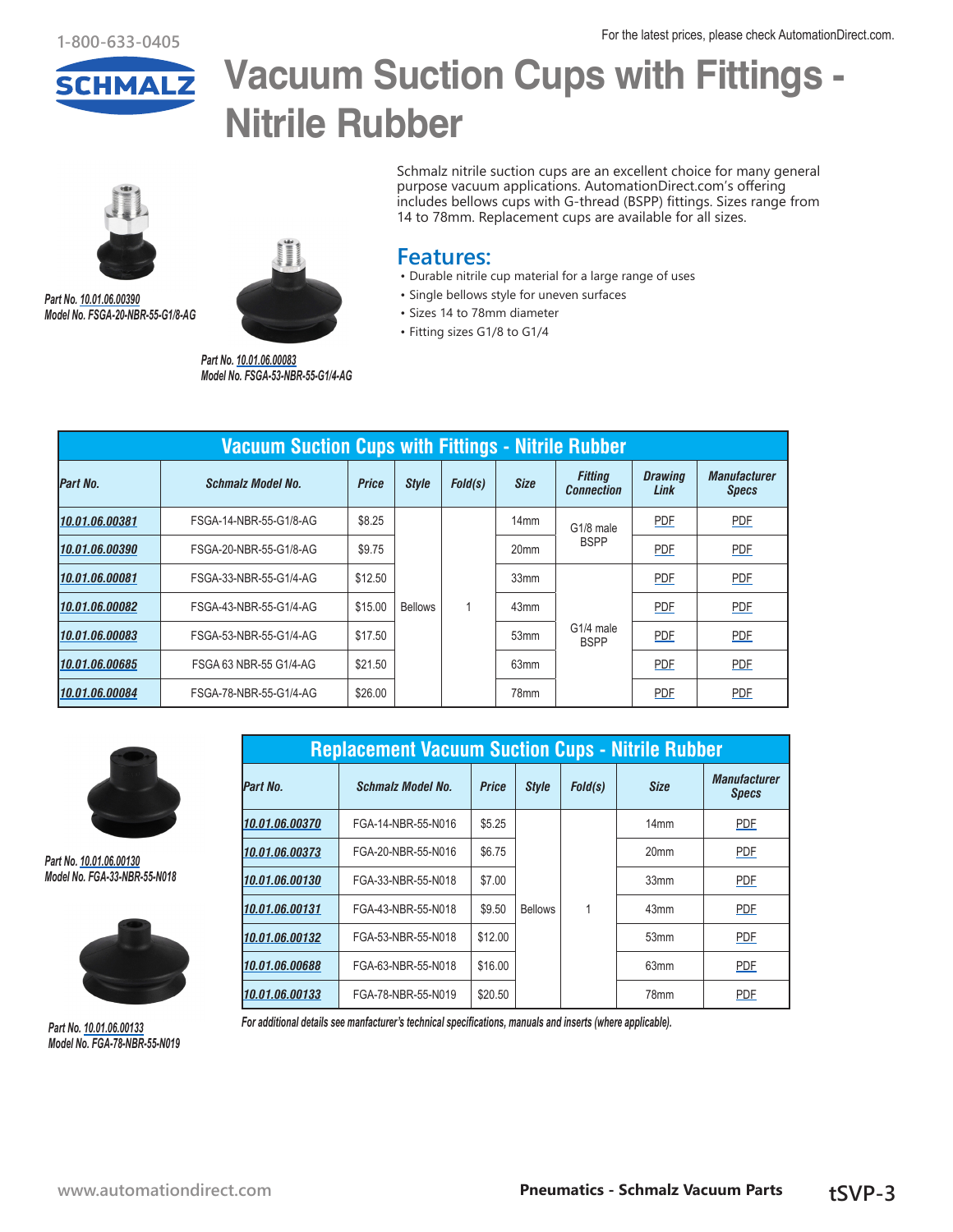# Vacuum Suction Cups with Fittings - Nitrile Rubber

Part No. 10.01.06.00390
Model No. FSGA-20-NBR-55-G1/8-AG

Part No. 10.01.06.00083
Model No. FSGA-53-NBR-55-G1/4-AG

Schmalz nitrile suction cups are an excellent choice for many general purpose vacuum applications. AutomationDirect.com's offering includes bellows cups with G-thread (BSPP) fittings. Sizes range from 14 to 78mm. Replacement cups are available for all sizes.

## Features:

- Durable nitrile cup material for a large range of uses
- Single bellows style for uneven surfaces
- Sizes 14 to 78mm diameter
- Fitting sizes G1/8 to G1/4

**Vacuum Suction Cups with Fittings - Nitrile Rubber**

| Part No. | Schmalz Model No. | Price | Style | Fold(s) | Size | Fitting Connection | Drawing Link | Manufacturer Specs |
|---|---|---|---|---|---|---|---|---|
| 10.01.06.00381 | FSGA-14-NBR-55-G1/8-AG | $8.25 | Bellows | 1 | 14mm | G1/8 male BSPP | PDF | PDF |
| 10.01.06.00390 | FSGA-20-NBR-55-G1/8-AG | $9.75 | | | 20mm | | PDF | PDF |
| 10.01.06.00081 | FSGA-33-NBR-55-G1/4-AG | $12.50 | | | 33mm | G1/4 male BSPP | PDF | PDF |
| 10.01.06.00082 | FSGA-43-NBR-55-G1/4-AG | $15.00 | | | 43mm | | PDF | PDF |
| 10.01.06.00083 | FSGA-53-NBR-55-G1/4-AG | $17.50 | | | 53mm | | PDF | PDF |
| 10.01.06.00685 | FSGA 63 NBR-55 G1/4-AG | $21.50 | | | 63mm | | PDF | PDF |
| 10.01.06.00084 | FSGA-78-NBR-55-G1/4-AG | $26.00 | | | 78mm | | PDF | PDF |

Part No. 10.01.06.00130
Model No. FGA-33-NBR-55-N018

Part No. 10.01.06.00133
Model No. FGA-78-NBR-55-N019

**Replacement Vacuum Suction Cups - Nitrile Rubber**

| Part No. | Schmalz Model No. | Price | Style | Fold(s) | Size | Manufacturer Specs |
|---|---|---|---|---|---|---|
| 10.01.06.00370 | FGA-14-NBR-55-N016 | $5.25 | Bellows | 1 | 14mm | PDF |
| 10.01.06.00373 | FGA-20-NBR-55-N016 | $6.75 | | | 20mm | PDF |
| 10.01.06.00130 | FGA-33-NBR-55-N018 | $7.00 | | | 33mm | PDF |
| 10.01.06.00131 | FGA-43-NBR-55-N018 | $9.50 | | | 43mm | PDF |
| 10.01.06.00132 | FGA-53-NBR-55-N018 | $12.00 | | | 53mm | PDF |
| 10.01.06.00688 | FGA-63-NBR-55-N018 | $16.00 | | | 63mm | PDF |
| 10.01.06.00133 | FGA-78-NBR-55-N019 | $20.50 | | | 78mm | PDF |

*For additional details see manfacturer's technical specifications, manuals and inserts (where applicable).*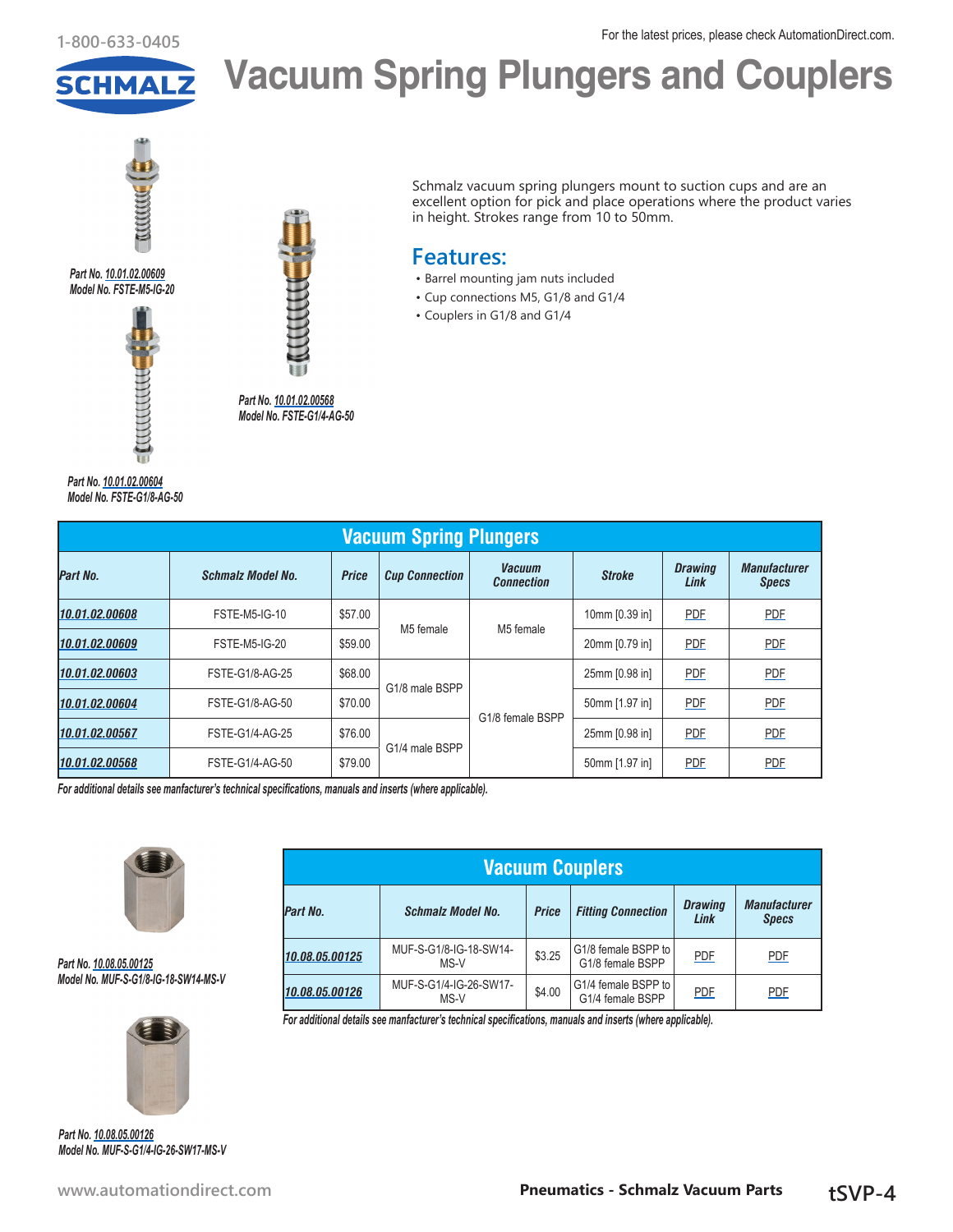# Vacuum Spring Plungers and Couplers

For the latest prices, please check AutomationDirect.com.

*Part No. 10.01.02.00609*
*Model No. FSTE-M5-IG-20*

*Part No. 10.01.02.00604*
*Model No. FSTE-G1/8-AG-50*

*Part No. 10.01.02.00568*
*Model No. FSTE-G1/4-AG-50*

Schmalz vacuum spring plungers mount to suction cups and are an excellent option for pick and place operations where the product varies in height. Strokes range from 10 to 50mm.

## Features:

- Barrel mounting jam nuts included
- Cup connections M5, G1/8 and G1/4
- Couplers in G1/8 and G1/4

| Vacuum Spring Plungers | | | | | | | |
|---|---|---|---|---|---|---|---|
| **Part No.** | **Schmalz Model No.** | **Price** | **Cup Connection** | **Vacuum Connection** | **Stroke** | **Drawing Link** | **Manufacturer Specs** |
| 10.01.02.00608 | FSTE-M5-IG-10 | $57.00 | M5 female | M5 female | 10mm [0.39 in] | PDF | PDF |
| 10.01.02.00609 | FSTE-M5-IG-20 | $59.00 | M5 female | M5 female | 20mm [0.79 in] | PDF | PDF |
| 10.01.02.00603 | FSTE-G1/8-AG-25 | $68.00 | G1/8 male BSPP | G1/8 female BSPP | 25mm [0.98 in] | PDF | PDF |
| 10.01.02.00604 | FSTE-G1/8-AG-50 | $70.00 | G1/8 male BSPP | G1/8 female BSPP | 50mm [1.97 in] | PDF | PDF |
| 10.01.02.00567 | FSTE-G1/4-AG-25 | $76.00 | G1/4 male BSPP | G1/8 female BSPP | 25mm [0.98 in] | PDF | PDF |
| 10.01.02.00568 | FSTE-G1/4-AG-50 | $79.00 | G1/4 male BSPP | G1/8 female BSPP | 50mm [1.97 in] | PDF | PDF |

*For additional details see manfacturer's technical specifications, manuals and inserts (where applicable).*

*Part No. 10.08.05.00125*
*Model No. MUF-S-G1/8-IG-18-SW14-MS-V*

*Part No. 10.08.05.00126*
*Model No. MUF-S-G1/4-IG-26-SW17-MS-V*

| Vacuum Couplers | | | | | |
|---|---|---|---|---|---|
| **Part No.** | **Schmalz Model No.** | **Price** | **Fitting Connection** | **Drawing Link** | **Manufacturer Specs** |
| 10.08.05.00125 | MUF-S-G1/8-IG-18-SW14-MS-V | $3.25 | G1/8 female BSPP to G1/8 female BSPP | PDF | PDF |
| 10.08.05.00126 | MUF-S-G1/4-IG-26-SW17-MS-V | $4.00 | G1/4 female BSPP to G1/4 female BSPP | PDF | PDF |

*For additional details see manfacturer's technical specifications, manuals and inserts (where applicable).*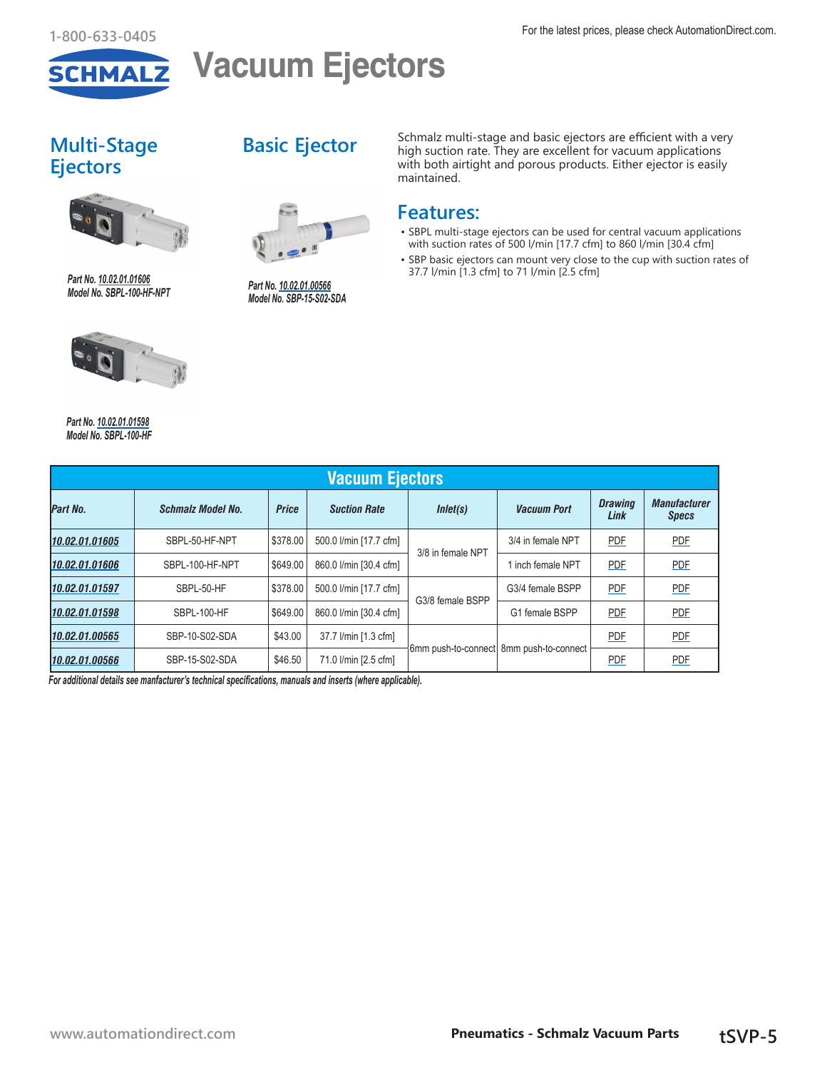# Vacuum Ejectors

## Multi-Stage Ejectors

*Part No. 10.02.01.01606*
*Model No. SBPL-100-HF-NPT*

*Part No. 10.02.01.01598*
*Model No. SBPL-100-HF*

## Basic Ejector

*Part No. 10.02.01.00566*
*Model No. SBP-15-S02-SDA*

Schmalz multi-stage and basic ejectors are efficient with a very high suction rate. They are excellent for vacuum applications with both airtight and porous products. Either ejector is easily maintained.

## Features:

- SBPL multi-stage ejectors can be used for central vacuum applications with suction rates of 500 l/min [17.7 cfm] to 860 l/min [30.4 cfm]
- SBP basic ejectors can mount very close to the cup with suction rates of 37.7 l/min [1.3 cfm] to 71 l/min [2.5 cfm]

| Vacuum Ejectors | | | | | | | |
|---|---|---|---|---|---|---|---|
| ***Part No.*** | ***Schmalz Model No.*** | ***Price*** | ***Suction Rate*** | ***Inlet(s)*** | ***Vacuum Port*** | ***Drawing Link*** | ***Manufacturer Specs*** |
| 10.02.01.01605 | SBPL-50-HF-NPT | $378.00 | 500.0 l/min [17.7 cfm] | 3/8 in female NPT | 3/4 in female NPT | PDF | PDF |
| 10.02.01.01606 | SBPL-100-HF-NPT | $649.00 | 860.0 l/min [30.4 cfm] | | 1 inch female NPT | PDF | PDF |
| 10.02.01.01597 | SBPL-50-HF | $378.00 | 500.0 l/min [17.7 cfm] | G3/8 female BSPP | G3/4 female BSPP | PDF | PDF |
| 10.02.01.01598 | SBPL-100-HF | $649.00 | 860.0 l/min [30.4 cfm] | | G1 female BSPP | PDF | PDF |
| 10.02.01.00565 | SBP-10-S02-SDA | $43.00 | 37.7 l/min [1.3 cfm] | 6mm push-to-connect | 8mm push-to-connect | PDF | PDF |
| 10.02.01.00566 | SBP-15-S02-SDA | $46.50 | 71.0 l/min [2.5 cfm] | | | PDF | PDF |

*For additional details see manfacturer's technical specifications, manuals and inserts (where applicable).*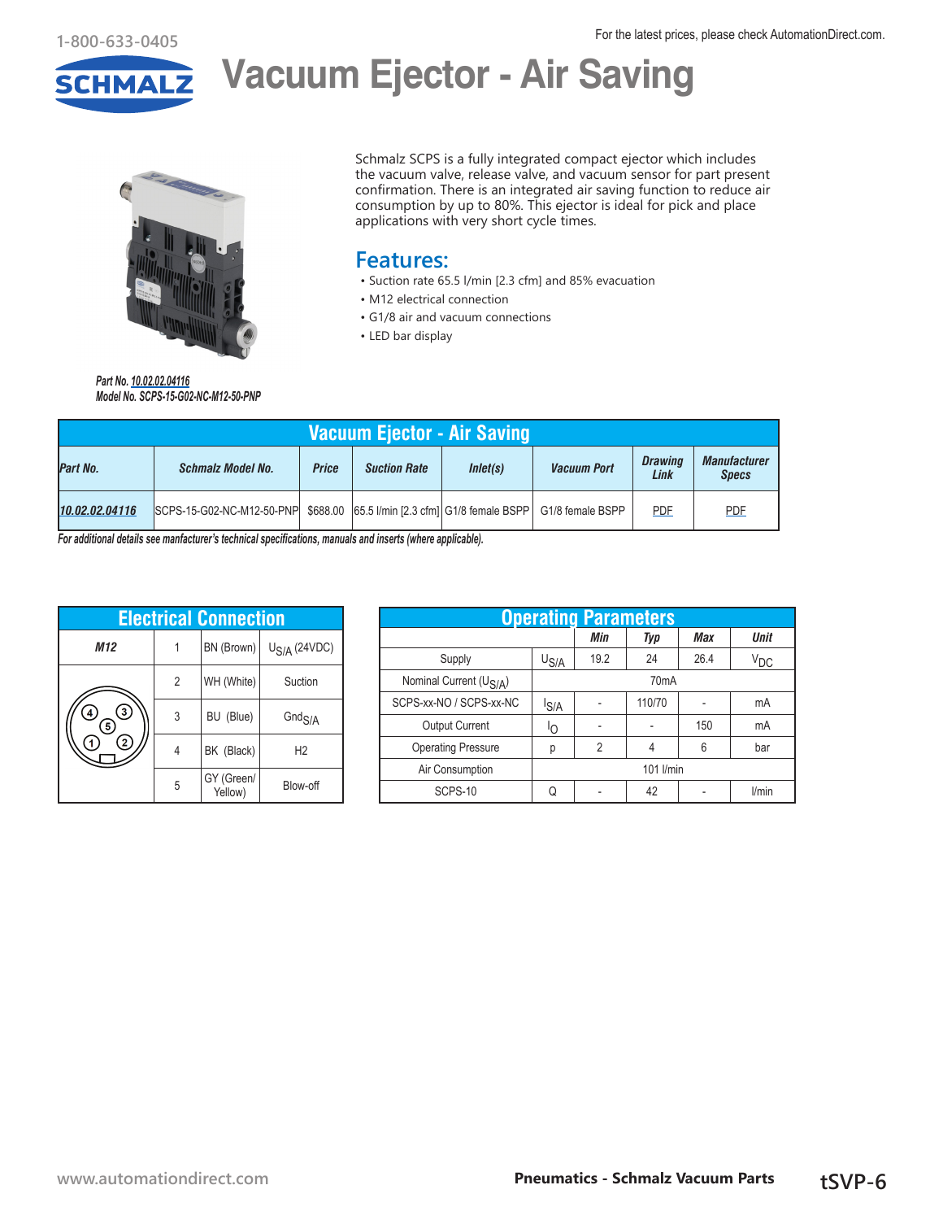# Vacuum Ejector - Air Saving

Part No. 10.02.02.04116
Model No. SCPS-15-G02-NC-M12-50-PNP

Schmalz SCPS is a fully integrated compact ejector which includes the vacuum valve, release valve, and vacuum sensor for part present confirmation. There is an integrated air saving function to reduce air consumption by up to 80%. This ejector is ideal for pick and place applications with very short cycle times.

## Features:

- Suction rate 65.5 l/min [2.3 cfm] and 85% evacuation
- M12 electrical connection
- G1/8 air and vacuum connections
- LED bar display

## Vacuum Ejector - Air Saving

| Part No. | Schmalz Model No. | Price | Suction Rate | Inlet(s) | Vacuum Port | Drawing Link | Manufacturer Specs |
|---|---|---|---|---|---|---|---|
| 10.02.02.04116 | SCPS-15-G02-NC-M12-50-PNP | $688.00 | 65.5 l/min [2.3 cfm] | G1/8 female BSPP | G1/8 female BSPP | PDF | PDF |

*For additional details see manfacturer's technical specifications, manuals and inserts (where applicable).*

## Electrical Connection

| M12 | Pin | Wire | Function |
|---|---|---|---|
| | 1 | BN (Brown) | $U_{S/A}$ (24VDC) |
| | 2 | WH (White) | Suction |
| | 3 | BU (Blue) | $Gnd_{S/A}$ |
| | 4 | BK (Black) | H2 |
| | 5 | GY (Green/ Yellow) | Blow-off |

## Operating Parameters

| | | Min | Typ | Max | Unit |
|---|---|---|---|---|---|
| Supply | $U_{S/A}$ | 19.2 | 24 | 26.4 | $V_{DC}$ |
| Nominal Current ($U_{S/A}$) | 70mA | | | | |
| SCPS-xx-NO / SCPS-xx-NC | $I_{S/A}$ | - | 110/70 | - | mA |
| Output Current | $I_O$ | - | - | 150 | mA |
| Operating Pressure | p | 2 | 4 | 6 | bar |
| Air Consumption | 101 l/min | | | | |
| SCPS-10 | Q | - | 42 | - | l/min |